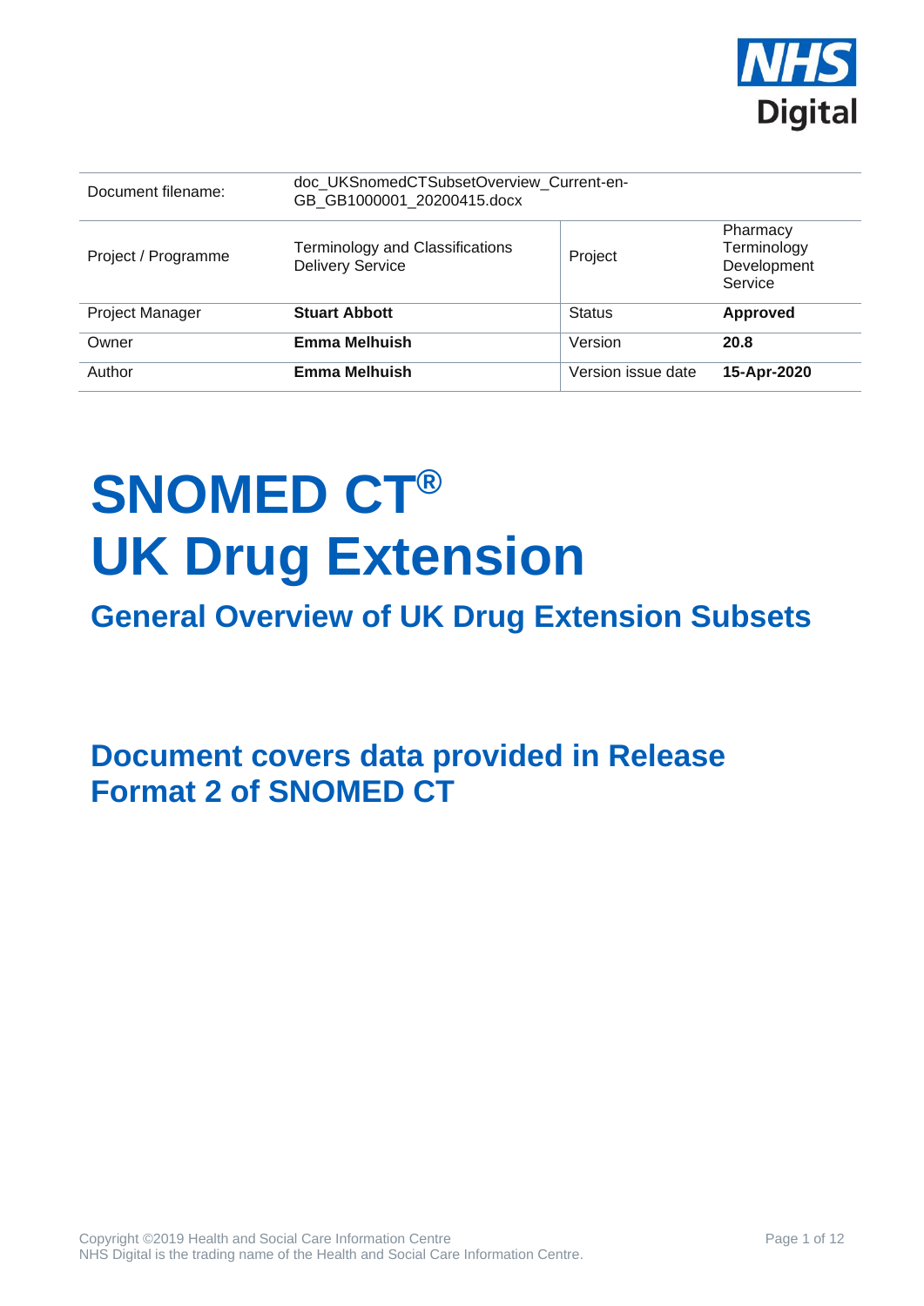| Document filename: | doc_UKSnomedCTSubsetOverview_Current-en-GB_GB1000001_20200415.docx | | |
|---|---|---|---|
| Project / Programme | Terminology and Classifications Delivery Service | Project | Pharmacy Terminology Development Service |
| Project Manager | **Stuart Abbott** | Status | **Approved** |
| Owner | **Emma Melhuish** | Version | **20.8** |
| Author | **Emma Melhuish** | Version issue date | **15-Apr-2020** |

# SNOMED CT® UK Drug Extension

## General Overview of UK Drug Extension Subsets

## Document covers data provided in Release Format 2 of SNOMED CT

Copyright ©2019 Health and Social Care Information Centre
NHS Digital is the trading name of the Health and Social Care Information Centre.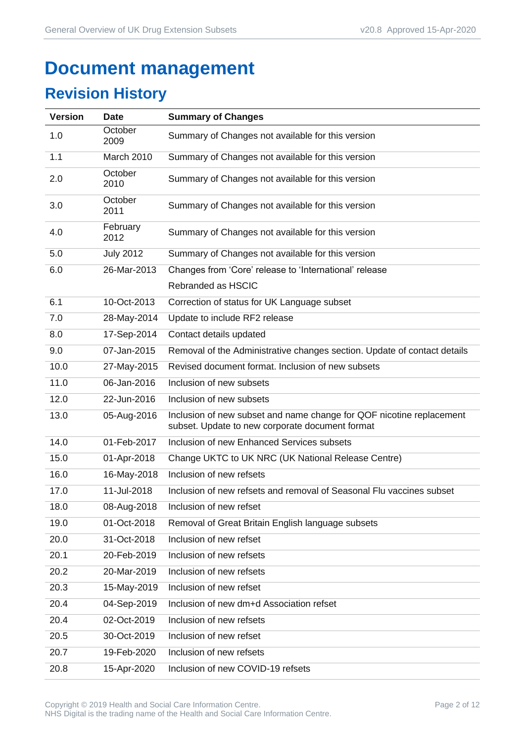# Document management

## Revision History

| Version | Date | Summary of Changes |
|---|---|---|
| 1.0 | October 2009 | Summary of Changes not available for this version |
| 1.1 | March 2010 | Summary of Changes not available for this version |
| 2.0 | October 2010 | Summary of Changes not available for this version |
| 3.0 | October 2011 | Summary of Changes not available for this version |
| 4.0 | February 2012 | Summary of Changes not available for this version |
| 5.0 | July 2012 | Summary of Changes not available for this version |
| 6.0 | 26-Mar-2013 | Changes from 'Core' release to 'International' release<br>Rebranded as HSCIC |
| 6.1 | 10-Oct-2013 | Correction of status for UK Language subset |
| 7.0 | 28-May-2014 | Update to include RF2 release |
| 8.0 | 17-Sep-2014 | Contact details updated |
| 9.0 | 07-Jan-2015 | Removal of the Administrative changes section. Update of contact details |
| 10.0 | 27-May-2015 | Revised document format. Inclusion of new subsets |
| 11.0 | 06-Jan-2016 | Inclusion of new subsets |
| 12.0 | 22-Jun-2016 | Inclusion of new subsets |
| 13.0 | 05-Aug-2016 | Inclusion of new subset and name change for QOF nicotine replacement subset. Update to new corporate document format |
| 14.0 | 01-Feb-2017 | Inclusion of new Enhanced Services subsets |
| 15.0 | 01-Apr-2018 | Change UKTC to UK NRC (UK National Release Centre) |
| 16.0 | 16-May-2018 | Inclusion of new refsets |
| 17.0 | 11-Jul-2018 | Inclusion of new refsets and removal of Seasonal Flu vaccines subset |
| 18.0 | 08-Aug-2018 | Inclusion of new refset |
| 19.0 | 01-Oct-2018 | Removal of Great Britain English language subsets |
| 20.0 | 31-Oct-2018 | Inclusion of new refset |
| 20.1 | 20-Feb-2019 | Inclusion of new refsets |
| 20.2 | 20-Mar-2019 | Inclusion of new refsets |
| 20.3 | 15-May-2019 | Inclusion of new refset |
| 20.4 | 04-Sep-2019 | Inclusion of new dm+d Association refset |
| 20.4 | 02-Oct-2019 | Inclusion of new refsets |
| 20.5 | 30-Oct-2019 | Inclusion of new refset |
| 20.7 | 19-Feb-2020 | Inclusion of new refsets |
| 20.8 | 15-Apr-2020 | Inclusion of new COVID-19 refsets |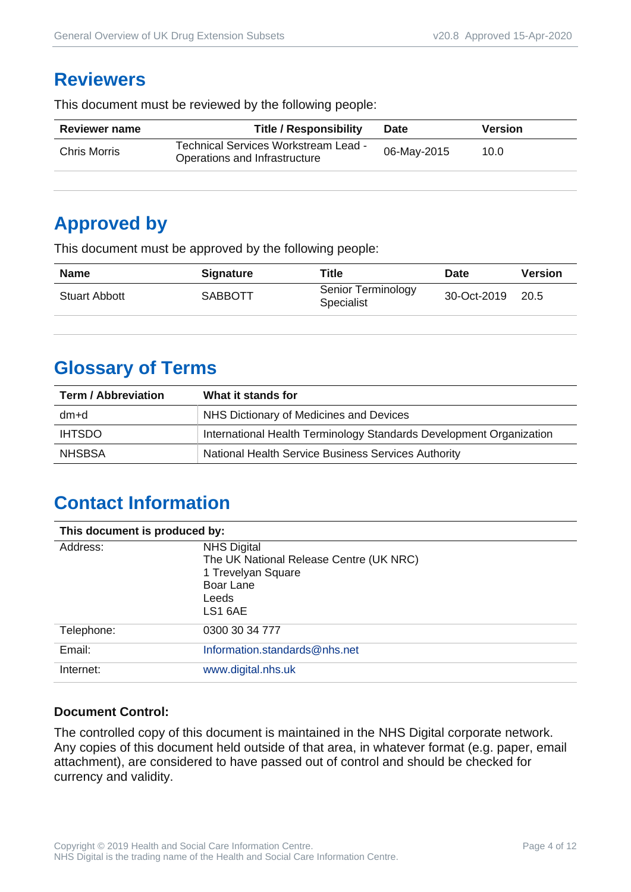## Reviewers

This document must be reviewed by the following people:

| Reviewer name | Title / Responsibility | Date | Version |
|---|---|---|---|
| Chris Morris | Technical Services Workstream Lead - Operations and Infrastructure | 06-May-2015 | 10.0 |

## Approved by

This document must be approved by the following people:

| Name | Signature | Title | Date | Version |
|---|---|---|---|---|
| Stuart Abbott | SABBOTT | Senior Terminology Specialist | 30-Oct-2019 | 20.5 |

## Glossary of Terms

| Term / Abbreviation | What it stands for |
|---|---|
| dm+d | NHS Dictionary of Medicines and Devices |
| IHTSDO | International Health Terminology Standards Development Organization |
| NHSBSA | National Health Service Business Services Authority |

## Contact Information

| This document is produced by: | |
|---|---|
| Address: | NHS Digital<br>The UK National Release Centre (UK NRC)<br>1 Trevelyan Square<br>Boar Lane<br>Leeds<br>LS1 6AE |
| Telephone: | 0300 30 34 777 |
| Email: | Information.standards@nhs.net |
| Internet: | www.digital.nhs.uk |

### Document Control:

The controlled copy of this document is maintained in the NHS Digital corporate network. Any copies of this document held outside of that area, in whatever format (e.g. paper, email attachment), are considered to have passed out of control and should be checked for currency and validity.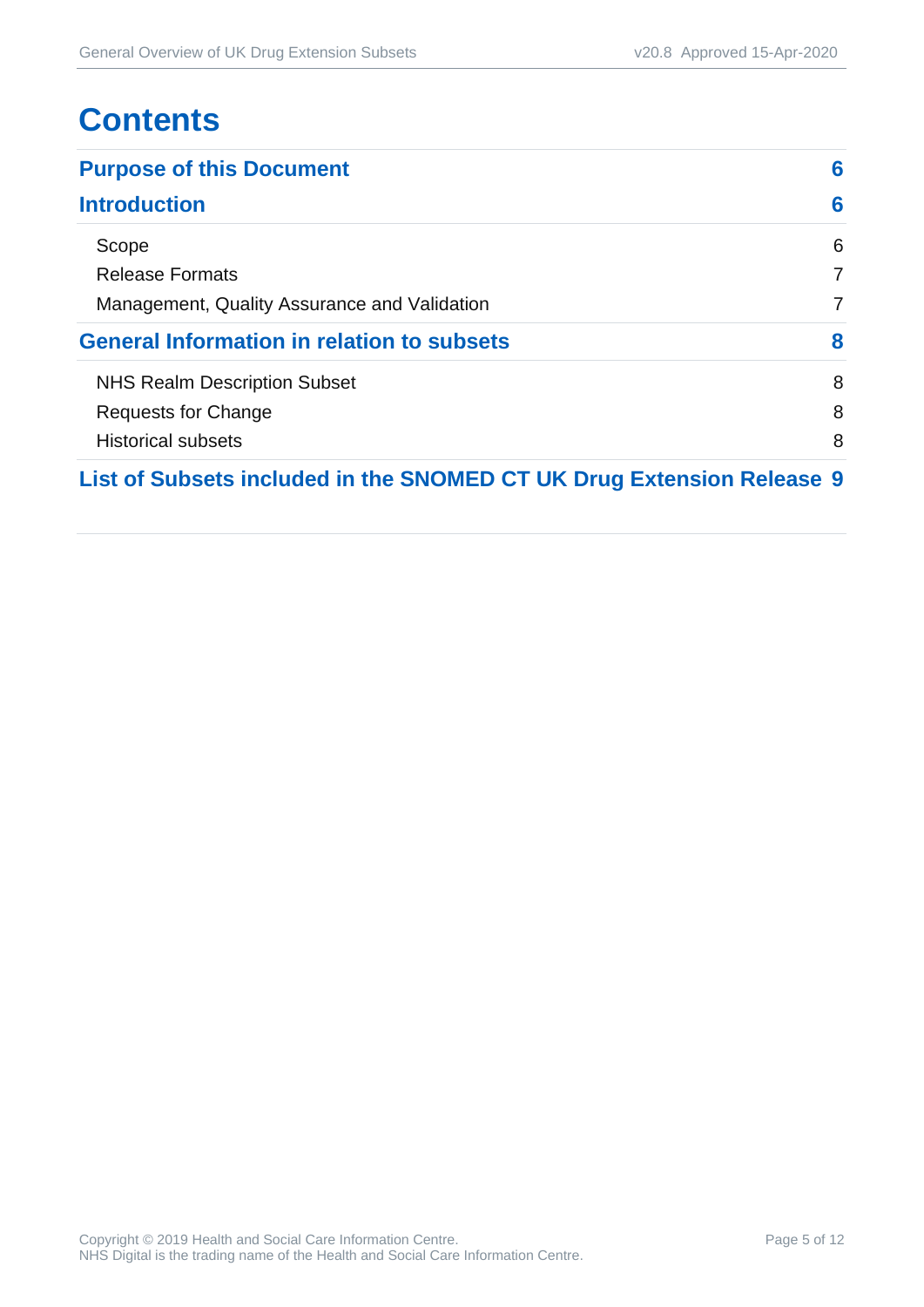# Contents

| | |
|---|---|
| **Purpose of this Document** | **6** |
| **Introduction** | **6** |
| Scope | 6 |
| Release Formats | 7 |
| Management, Quality Assurance and Validation | 7 |
| **General Information in relation to subsets** | **8** |
| NHS Realm Description Subset | 8 |
| Requests for Change | 8 |
| Historical subsets | 8 |
| **List of Subsets included in the SNOMED CT UK Drug Extension Release** | **9** |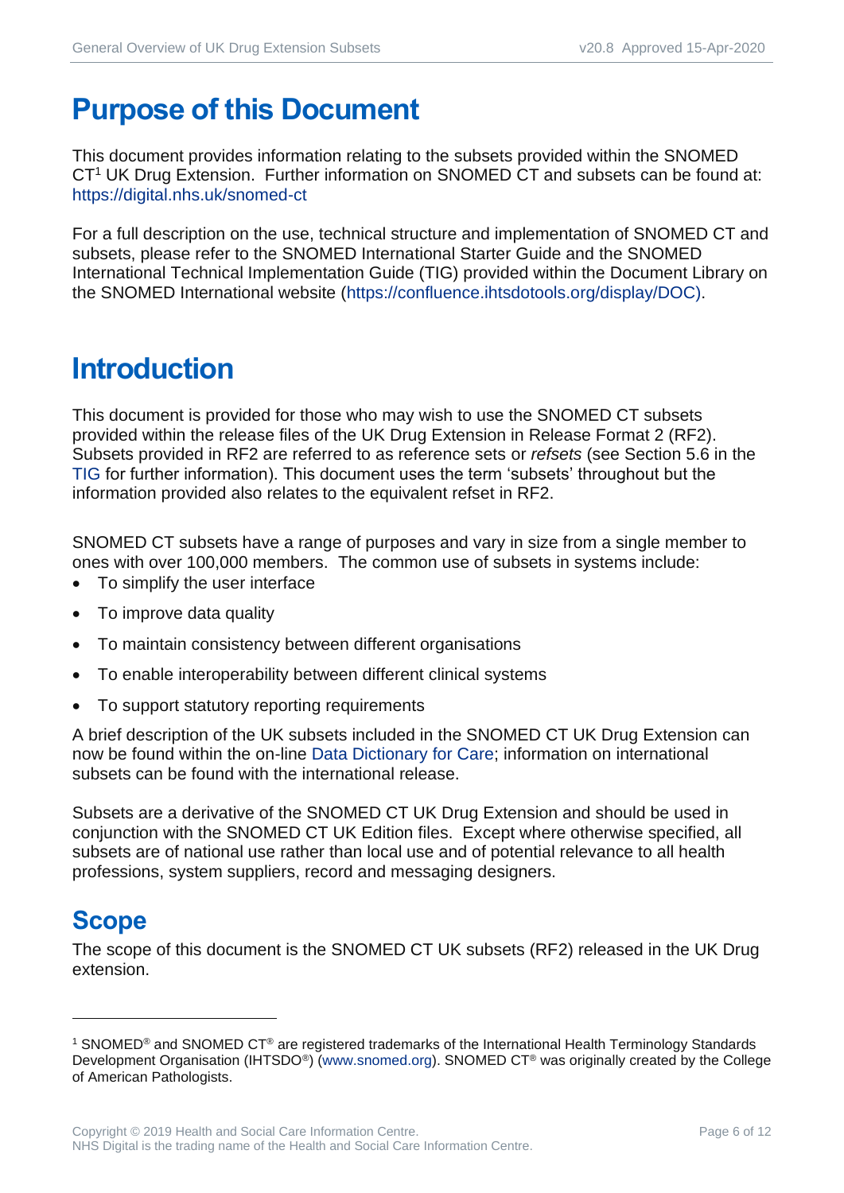# Purpose of this Document

This document provides information relating to the subsets provided within the SNOMED CT[1] UK Drug Extension. Further information on SNOMED CT and subsets can be found at: https://digital.nhs.uk/snomed-ct

For a full description on the use, technical structure and implementation of SNOMED CT and subsets, please refer to the SNOMED International Starter Guide and the SNOMED International Technical Implementation Guide (TIG) provided within the Document Library on the SNOMED International website (https://confluence.ihtsdotools.org/display/DOC).

# Introduction

This document is provided for those who may wish to use the SNOMED CT subsets provided within the release files of the UK Drug Extension in Release Format 2 (RF2). Subsets provided in RF2 are referred to as reference sets or *refsets* (see Section 5.6 in the TIG for further information). This document uses the term 'subsets' throughout but the information provided also relates to the equivalent refset in RF2.

SNOMED CT subsets have a range of purposes and vary in size from a single member to ones with over 100,000 members. The common use of subsets in systems include:

- To simplify the user interface
- To improve data quality
- To maintain consistency between different organisations
- To enable interoperability between different clinical systems
- To support statutory reporting requirements

A brief description of the UK subsets included in the SNOMED CT UK Drug Extension can now be found within the on-line Data Dictionary for Care; information on international subsets can be found with the international release.

Subsets are a derivative of the SNOMED CT UK Drug Extension and should be used in conjunction with the SNOMED CT UK Edition files. Except where otherwise specified, all subsets are of national use rather than local use and of potential relevance to all health professions, system suppliers, record and messaging designers.

## Scope

The scope of this document is the SNOMED CT UK subsets (RF2) released in the UK Drug extension.

---

[1] SNOMED® and SNOMED CT® are registered trademarks of the International Health Terminology Standards Development Organisation (IHTSDO®) (www.snomed.org). SNOMED CT® was originally created by the College of American Pathologists.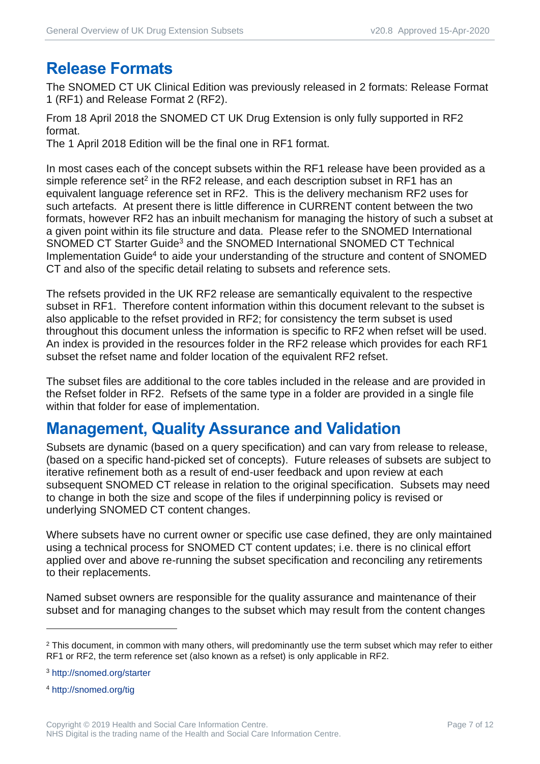## Release Formats

The SNOMED CT UK Clinical Edition was previously released in 2 formats: Release Format 1 (RF1) and Release Format 2 (RF2).

From 18 April 2018 the SNOMED CT UK Drug Extension is only fully supported in RF2 format.
The 1 April 2018 Edition will be the final one in RF1 format.

In most cases each of the concept subsets within the RF1 release have been provided as a simple reference set[2] in the RF2 release, and each description subset in RF1 has an equivalent language reference set in RF2. This is the delivery mechanism RF2 uses for such artefacts. At present there is little difference in CURRENT content between the two formats, however RF2 has an inbuilt mechanism for managing the history of such a subset at a given point within its file structure and data. Please refer to the SNOMED International SNOMED CT Starter Guide[3] and the SNOMED International SNOMED CT Technical Implementation Guide[4] to aide your understanding of the structure and content of SNOMED CT and also of the specific detail relating to subsets and reference sets.

The refsets provided in the UK RF2 release are semantically equivalent to the respective subset in RF1. Therefore content information within this document relevant to the subset is also applicable to the refset provided in RF2; for consistency the term subset is used throughout this document unless the information is specific to RF2 when refset will be used. An index is provided in the resources folder in the RF2 release which provides for each RF1 subset the refset name and folder location of the equivalent RF2 refset.

The subset files are additional to the core tables included in the release and are provided in the Refset folder in RF2. Refsets of the same type in a folder are provided in a single file within that folder for ease of implementation.

## Management, Quality Assurance and Validation

Subsets are dynamic (based on a query specification) and can vary from release to release, (based on a specific hand-picked set of concepts). Future releases of subsets are subject to iterative refinement both as a result of end-user feedback and upon review at each subsequent SNOMED CT release in relation to the original specification. Subsets may need to change in both the size and scope of the files if underpinning policy is revised or underlying SNOMED CT content changes.

Where subsets have no current owner or specific use case defined, they are only maintained using a technical process for SNOMED CT content updates; i.e. there is no clinical effort applied over and above re-running the subset specification and reconciling any retirements to their replacements.

Named subset owners are responsible for the quality assurance and maintenance of their subset and for managing changes to the subset which may result from the content changes

---

[2] This document, in common with many others, will predominantly use the term subset which may refer to either RF1 or RF2, the term reference set (also known as a refset) is only applicable in RF2.

[3] http://snomed.org/starter

[4] http://snomed.org/tig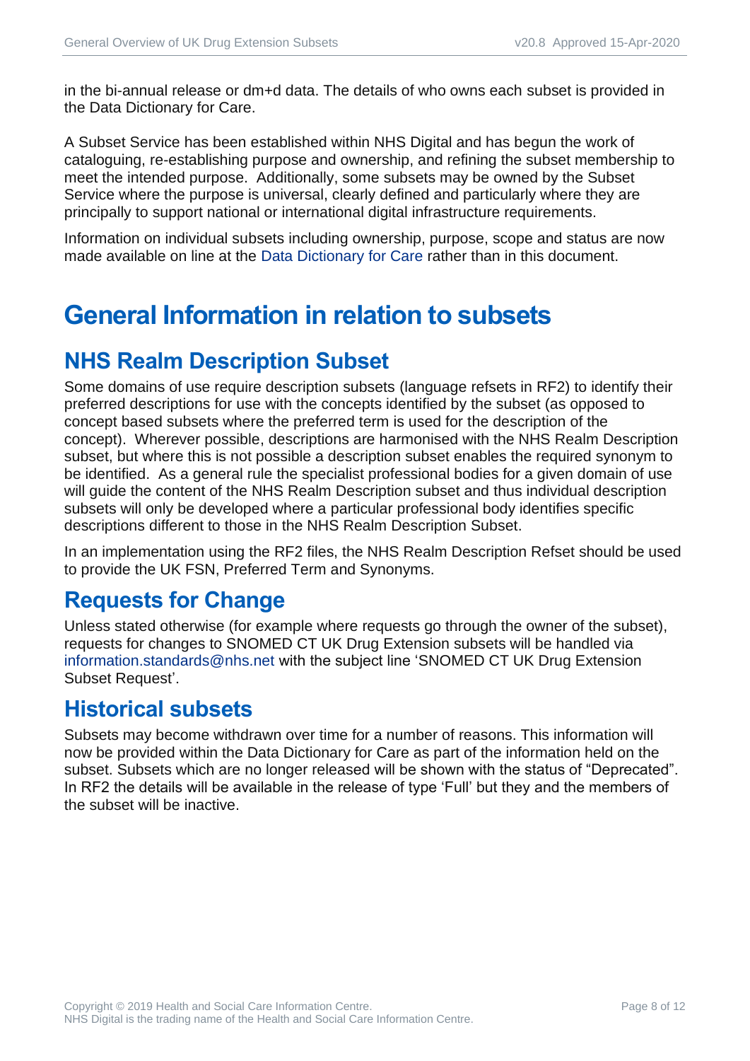in the bi-annual release or dm+d data. The details of who owns each subset is provided in the Data Dictionary for Care.

A Subset Service has been established within NHS Digital and has begun the work of cataloguing, re-establishing purpose and ownership, and refining the subset membership to meet the intended purpose. Additionally, some subsets may be owned by the Subset Service where the purpose is universal, clearly defined and particularly where they are principally to support national or international digital infrastructure requirements.

Information on individual subsets including ownership, purpose, scope and status are now made available on line at the Data Dictionary for Care rather than in this document.

# General Information in relation to subsets

## NHS Realm Description Subset

Some domains of use require description subsets (language refsets in RF2) to identify their preferred descriptions for use with the concepts identified by the subset (as opposed to concept based subsets where the preferred term is used for the description of the concept). Wherever possible, descriptions are harmonised with the NHS Realm Description subset, but where this is not possible a description subset enables the required synonym to be identified. As a general rule the specialist professional bodies for a given domain of use will guide the content of the NHS Realm Description subset and thus individual description subsets will only be developed where a particular professional body identifies specific descriptions different to those in the NHS Realm Description Subset.

In an implementation using the RF2 files, the NHS Realm Description Refset should be used to provide the UK FSN, Preferred Term and Synonyms.

## Requests for Change

Unless stated otherwise (for example where requests go through the owner of the subset), requests for changes to SNOMED CT UK Drug Extension subsets will be handled via information.standards@nhs.net with the subject line 'SNOMED CT UK Drug Extension Subset Request'.

## Historical subsets

Subsets may become withdrawn over time for a number of reasons. This information will now be provided within the Data Dictionary for Care as part of the information held on the subset. Subsets which are no longer released will be shown with the status of "Deprecated". In RF2 the details will be available in the release of type 'Full' but they and the members of the subset will be inactive.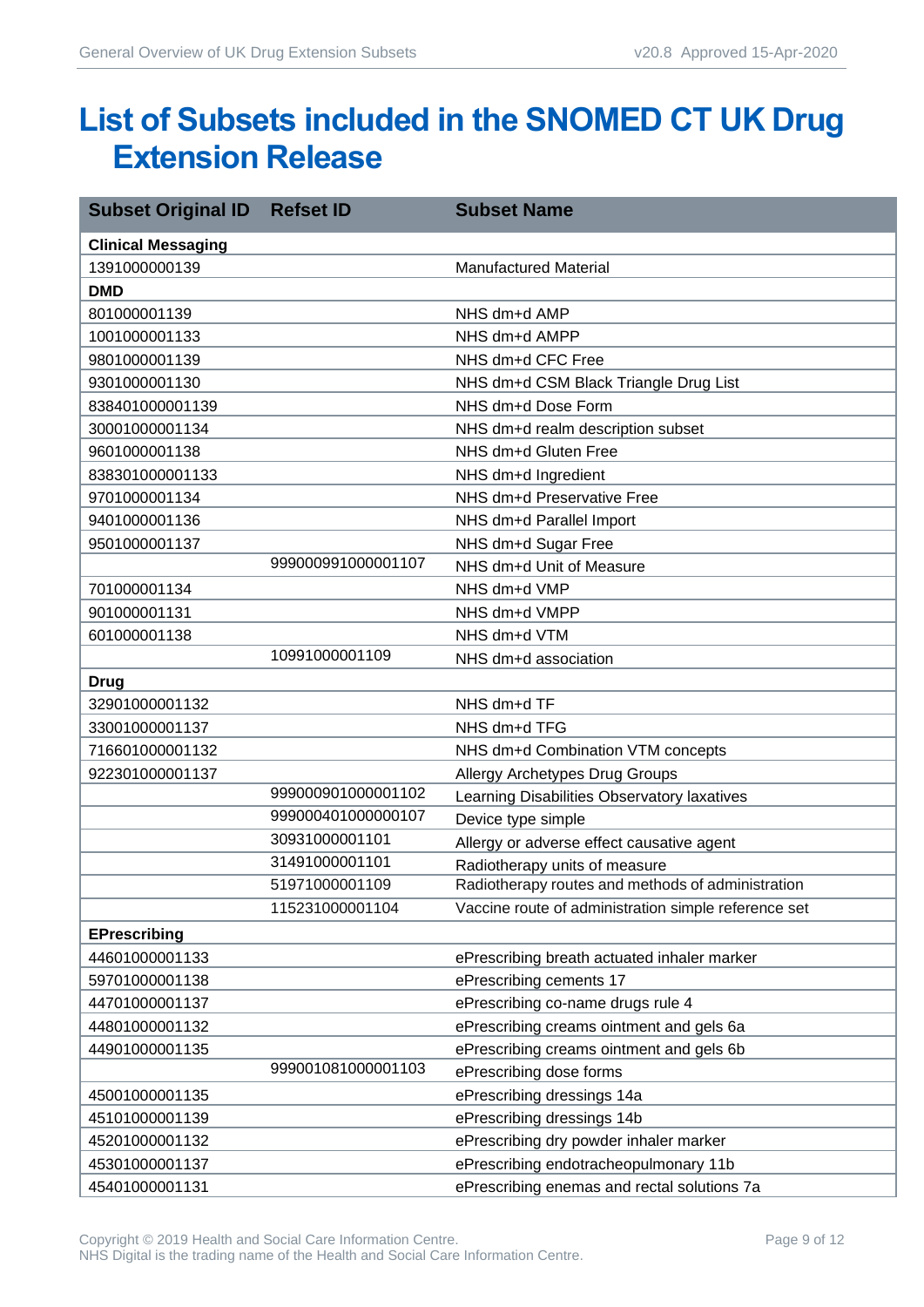# List of Subsets included in the SNOMED CT UK Drug Extension Release

| Subset Original ID | Refset ID | Subset Name |
|---|---|---|
| **Clinical Messaging** | | |
| 1391000000139 | | Manufactured Material |
| **DMD** | | |
| 801000001139 | | NHS dm+d AMP |
| 1001000001133 | | NHS dm+d AMPP |
| 9801000001139 | | NHS dm+d CFC Free |
| 9301000001130 | | NHS dm+d CSM Black Triangle Drug List |
| 838401000001139 | | NHS dm+d Dose Form |
| 30001000001134 | | NHS dm+d realm description subset |
| 9601000001138 | | NHS dm+d Gluten Free |
| 838301000001133 | | NHS dm+d Ingredient |
| 9701000001134 | | NHS dm+d Preservative Free |
| 9401000001136 | | NHS dm+d Parallel Import |
| 9501000001137 | | NHS dm+d Sugar Free |
| | 999000991000001107 | NHS dm+d Unit of Measure |
| 701000001134 | | NHS dm+d VMP |
| 901000001131 | | NHS dm+d VMPP |
| 601000001138 | | NHS dm+d VTM |
| | 10991000001109 | NHS dm+d association |
| **Drug** | | |
| 32901000001132 | | NHS dm+d TF |
| 33001000001137 | | NHS dm+d TFG |
| 716601000001132 | | NHS dm+d Combination VTM concepts |
| 922301000001137 | | Allergy Archetypes Drug Groups |
| | 999000901000001102 | Learning Disabilities Observatory laxatives |
| | 999000401000000107 | Device type simple |
| | 30931000001101 | Allergy or adverse effect causative agent |
| | 31491000001101 | Radiotherapy units of measure |
| | 51971000001109 | Radiotherapy routes and methods of administration |
| | 115231000001104 | Vaccine route of administration simple reference set |
| **EPrescribing** | | |
| 44601000001133 | | ePrescribing breath actuated inhaler marker |
| 59701000001138 | | ePrescribing cements 17 |
| 44701000001137 | | ePrescribing co-name drugs rule 4 |
| 44801000001132 | | ePrescribing creams ointment and gels 6a |
| 44901000001135 | | ePrescribing creams ointment and gels 6b |
| | 999001081000001103 | ePrescribing dose forms |
| 45001000001135 | | ePrescribing dressings 14a |
| 45101000001139 | | ePrescribing dressings 14b |
| 45201000001132 | | ePrescribing dry powder inhaler marker |
| 45301000001137 | | ePrescribing endotracheopulmonary 11b |
| 45401000001131 | | ePrescribing enemas and rectal solutions 7a |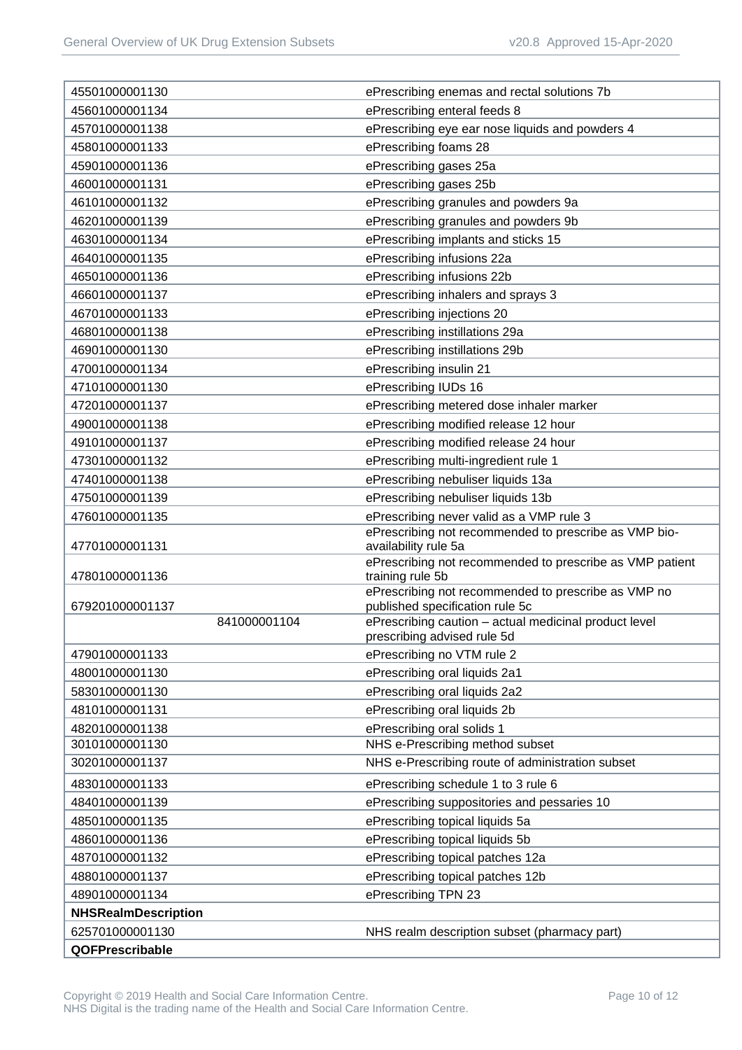| | |
|---|---|
| 45501000001130 | ePrescribing enemas and rectal solutions 7b |
| 45601000001134 | ePrescribing enteral feeds 8 |
| 45701000001138 | ePrescribing eye ear nose liquids and powders 4 |
| 45801000001133 | ePrescribing foams 28 |
| 45901000001136 | ePrescribing gases 25a |
| 46001000001131 | ePrescribing gases 25b |
| 46101000001132 | ePrescribing granules and powders 9a |
| 46201000001139 | ePrescribing granules and powders 9b |
| 46301000001134 | ePrescribing implants and sticks 15 |
| 46401000001135 | ePrescribing infusions 22a |
| 46501000001136 | ePrescribing infusions 22b |
| 46601000001137 | ePrescribing inhalers and sprays 3 |
| 46701000001133 | ePrescribing injections 20 |
| 46801000001138 | ePrescribing instillations 29a |
| 46901000001130 | ePrescribing instillations 29b |
| 47001000001134 | ePrescribing insulin 21 |
| 47101000001130 | ePrescribing IUDs 16 |
| 47201000001137 | ePrescribing metered dose inhaler marker |
| 49001000001138 | ePrescribing modified release 12 hour |
| 49101000001137 | ePrescribing modified release 24 hour |
| 47301000001132 | ePrescribing multi-ingredient rule 1 |
| 47401000001138 | ePrescribing nebuliser liquids 13a |
| 47501000001139 | ePrescribing nebuliser liquids 13b |
| 47601000001135 | ePrescribing never valid as a VMP rule 3 |
| 47701000001131 | ePrescribing not recommended to prescribe as VMP bio-availability rule 5a |
| 47801000001136 | ePrescribing not recommended to prescribe as VMP patient training rule 5b |
| 679201000001137 | ePrescribing not recommended to prescribe as VMP no published specification rule 5c |
| 841000001104 | ePrescribing caution – actual medicinal product level prescribing advised rule 5d |
| 47901000001133 | ePrescribing no VTM rule 2 |
| 48001000001130 | ePrescribing oral liquids 2a1 |
| 58301000001130 | ePrescribing oral liquids 2a2 |
| 48101000001131 | ePrescribing oral liquids 2b |
| 48201000001138 | ePrescribing oral solids 1 |
| 30101000001130 | NHS e-Prescribing method subset |
| 30201000001137 | NHS e-Prescribing route of administration subset |
| 48301000001133 | ePrescribing schedule 1 to 3 rule 6 |
| 48401000001139 | ePrescribing suppositories and pessaries 10 |
| 48501000001135 | ePrescribing topical liquids 5a |
| 48601000001136 | ePrescribing topical liquids 5b |
| 48701000001132 | ePrescribing topical patches 12a |
| 48801000001137 | ePrescribing topical patches 12b |
| 48901000001134 | ePrescribing TPN 23 |
| **NHSRealmDescription** | |
| 625701000001130 | NHS realm description subset (pharmacy part) |
| **QOFPrescribable** | |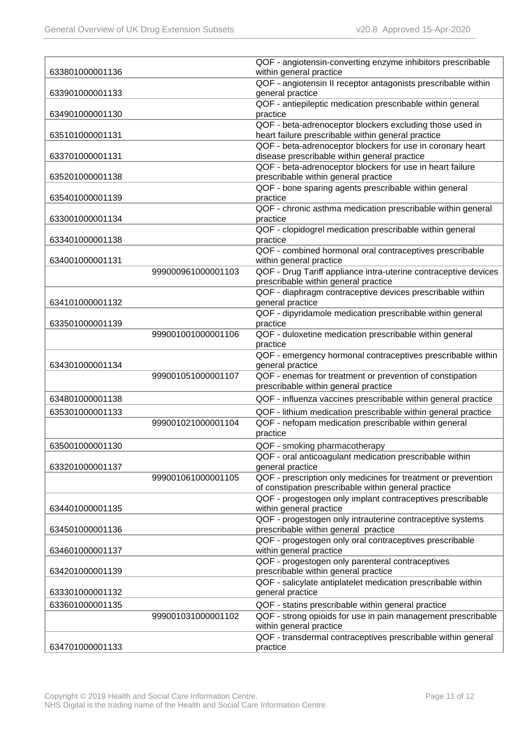| | | |
|---|---|---|
| 633801000001136 | | QOF - angiotensin-converting enzyme inhibitors prescribable within general practice |
| 633901000001133 | | QOF - angiotensin II receptor antagonists prescribable within general practice |
| 634901000001130 | | QOF - antiepileptic medication prescribable within general practice |
| 635101000001131 | | QOF - beta-adrenoceptor blockers excluding those used in heart failure prescribable within general practice |
| 633701000001131 | | QOF - beta-adrenoceptor blockers for use in coronary heart disease prescribable within general practice |
| 635201000001138 | | QOF - beta-adrenoceptor blockers for use in heart failure prescribable within general practice |
| 635401000001139 | | QOF - bone sparing agents prescribable within general practice |
| 633001000001134 | | QOF - chronic asthma medication prescribable within general practice |
| 633401000001138 | | QOF - clopidogrel medication prescribable within general practice |
| 634001000001131 | | QOF - combined hormonal oral contraceptives prescribable within general practice |
| | 999000961000001103 | QOF - Drug Tariff appliance intra-uterine contraceptive devices prescribable within general practice |
| 634101000001132 | | QOF - diaphragm contraceptive devices prescribable within general practice |
| 633501000001139 | | QOF - dipyridamole medication prescribable within general practice |
| | 999001001000001106 | QOF - duloxetine medication prescribable within general practice |
| 634301000001134 | | QOF - emergency hormonal contraceptives prescribable within general practice |
| | 999001051000001107 | QOF - enemas for treatment or prevention of constipation prescribable within general practice |
| 634801000001138 | | QOF - influenza vaccines prescribable within general practice |
| 635301000001133 | | QOF - lithium medication prescribable within general practice |
| | 999001021000001104 | QOF - nefopam medication prescribable within general practice |
| 635001000001130 | | QOF - smoking pharmacotherapy |
| 633201000001137 | | QOF - oral anticoagulant medication prescribable within general practice |
| | 999001061000001105 | QOF - prescription only medicines for treatment or prevention of constipation prescribable within general practice |
| 634401000001135 | | QOF - progestogen only implant contraceptives prescribable within general practice |
| 634501000001136 | | QOF - progestogen only intrauterine contraceptive systems prescribable within general practice |
| 634601000001137 | | QOF - progestogen only oral contraceptives prescribable within general practice |
| 634201000001139 | | QOF - progestogen only parenteral contraceptives prescribable within general practice |
| 633301000001132 | | QOF - salicylate antiplatelet medication prescribable within general practice |
| 633601000001135 | | QOF - statins prescribable within general practice |
| | 999001031000001102 | QOF - strong opioids for use in pain management prescribable within general practice |
| 634701000001133 | | QOF - transdermal contraceptives prescribable within general practice |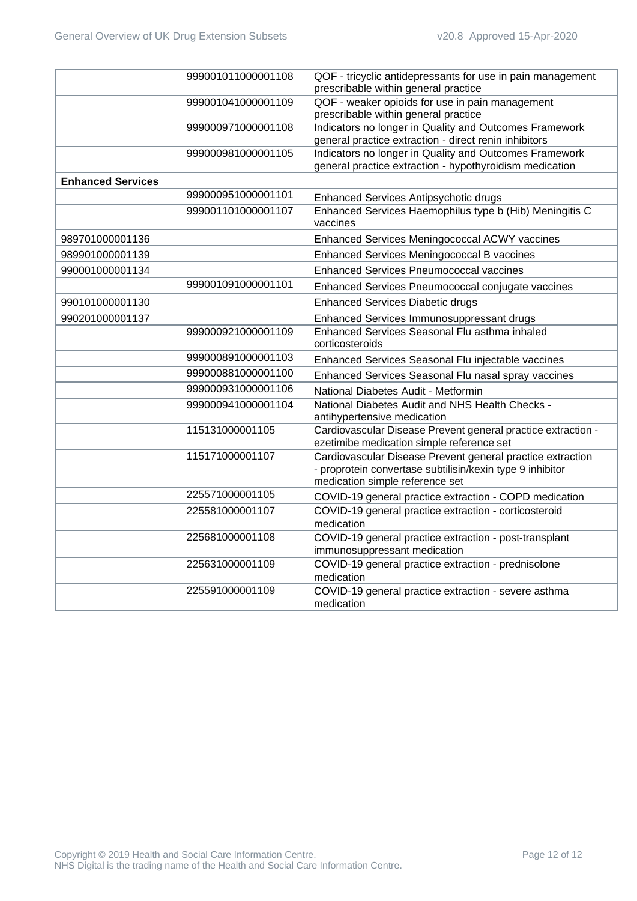| | | |
|---|---|---|
| | 999001011000001108 | QOF - tricyclic antidepressants for use in pain management prescribable within general practice |
| | 999001041000001109 | QOF - weaker opioids for use in pain management prescribable within general practice |
| | 999000971000001108 | Indicators no longer in Quality and Outcomes Framework general practice extraction - direct renin inhibitors |
| | 999000981000001105 | Indicators no longer in Quality and Outcomes Framework general practice extraction - hypothyroidism medication |
| **Enhanced Services** | | |
| | 999000951000001101 | Enhanced Services Antipsychotic drugs |
| | 999001101000001107 | Enhanced Services Haemophilus type b (Hib) Meningitis C vaccines |
| 989701000001136 | | Enhanced Services Meningococcal ACWY vaccines |
| 989901000001139 | | Enhanced Services Meningococcal B vaccines |
| 990001000001134 | | Enhanced Services Pneumococcal vaccines |
| | 999001091000001101 | Enhanced Services Pneumococcal conjugate vaccines |
| 990101000001130 | | Enhanced Services Diabetic drugs |
| 990201000001137 | | Enhanced Services Immunosuppressant drugs |
| | 999000921000001109 | Enhanced Services Seasonal Flu asthma inhaled corticosteroids |
| | 999000891000001103 | Enhanced Services Seasonal Flu injectable vaccines |
| | 999000881000001100 | Enhanced Services Seasonal Flu nasal spray vaccines |
| | 999000931000001106 | National Diabetes Audit - Metformin |
| | 999000941000001104 | National Diabetes Audit and NHS Health Checks - antihypertensive medication |
| | 115131000001105 | Cardiovascular Disease Prevent general practice extraction - ezetimibe medication simple reference set |
| | 115171000001107 | Cardiovascular Disease Prevent general practice extraction - proprotein convertase subtilisin/kexin type 9 inhibitor medication simple reference set |
| | 225571000001105 | COVID-19 general practice extraction - COPD medication |
| | 225581000001107 | COVID-19 general practice extraction - corticosteroid medication |
| | 225681000001108 | COVID-19 general practice extraction - post-transplant immunosuppressant medication |
| | 225631000001109 | COVID-19 general practice extraction - prednisolone medication |
| | 225591000001109 | COVID-19 general practice extraction - severe asthma medication |